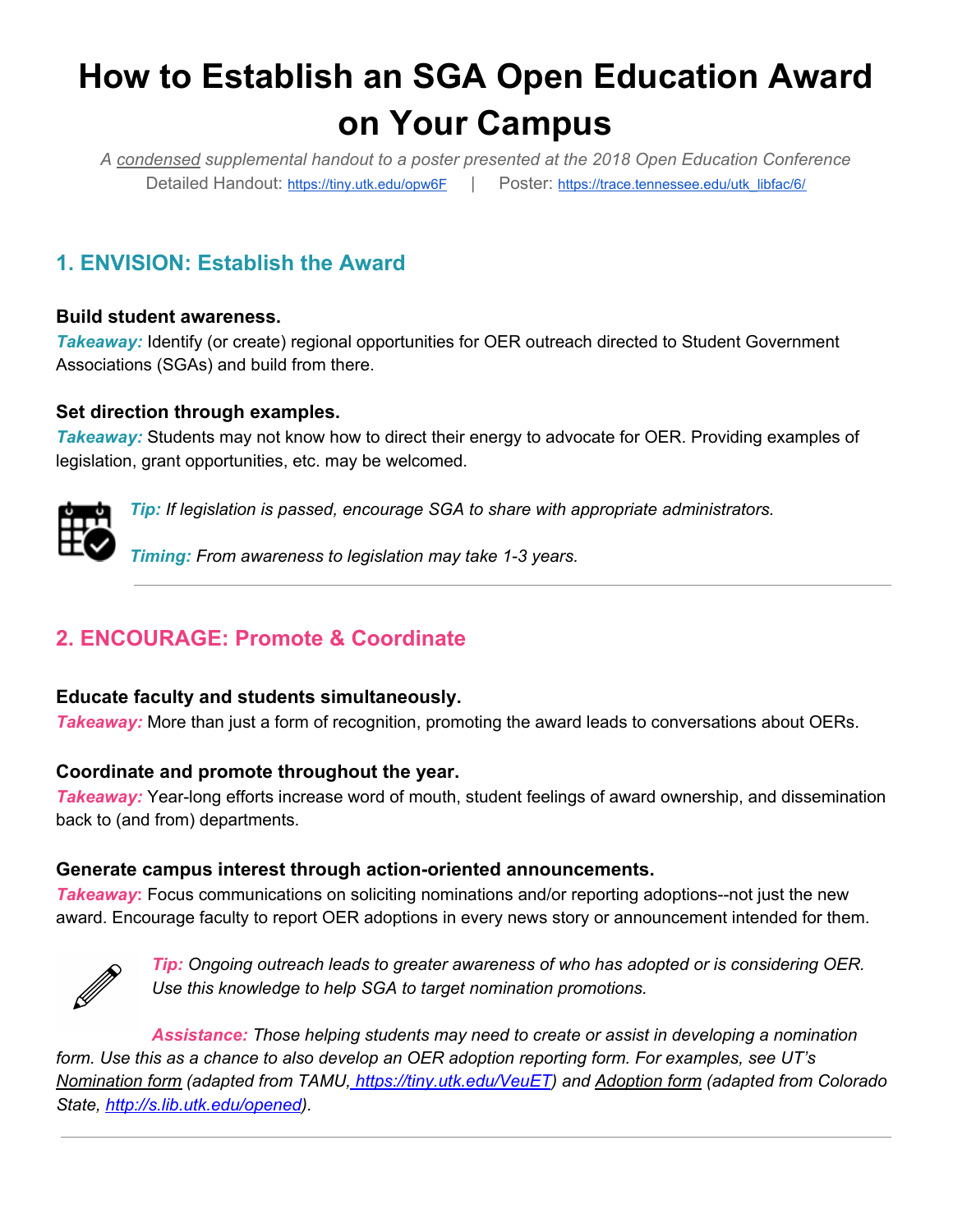# How to Establish an SGA Open Education Award on Your Campus

*A condensed supplemental handout to a poster presented at the 2018 Open Education Conference*

Detailed Handout: https://tiny.utk.edu/opw6F | Poster: https://trace.tennessee.edu/utk_libfac/6/

## 1. ENVISION: Establish the Award

**Build student awareness.**

***Takeaway:*** Identify (or create) regional opportunities for OER outreach directed to Student Government Associations (SGAs) and build from there.

**Set direction through examples.**

***Takeaway:*** Students may not know how to direct their energy to advocate for OER. Providing examples of legislation, grant opportunities, etc. may be welcomed.

***Tip:*** *If legislation is passed, encourage SGA to share with appropriate administrators.*

***Timing:*** *From awareness to legislation may take 1-3 years.*

---

## 2. ENCOURAGE: Promote & Coordinate

**Educate faculty and students simultaneously.**

***Takeaway:*** More than just a form of recognition, promoting the award leads to conversations about OERs.

**Coordinate and promote throughout the year.**

***Takeaway:*** Year-long efforts increase word of mouth, student feelings of award ownership, and dissemination back to (and from) departments.

**Generate campus interest through action-oriented announcements.**

***Takeaway*****:** Focus communications on soliciting nominations and/or reporting adoptions--not just the new award. Encourage faculty to report OER adoptions in every news story or announcement intended for them.

***Tip:*** *Ongoing outreach leads to greater awareness of who has adopted or is considering OER. Use this knowledge to help SGA to target nomination promotions.*

***Assistance:*** *Those helping students may need to create or assist in developing a nomination form. Use this as a chance to also develop an OER adoption reporting form. For examples, see UT's Nomination form (adapted from TAMU, https://tiny.utk.edu/VeuET) and Adoption form (adapted from Colorado State, http://s.lib.utk.edu/opened).*

---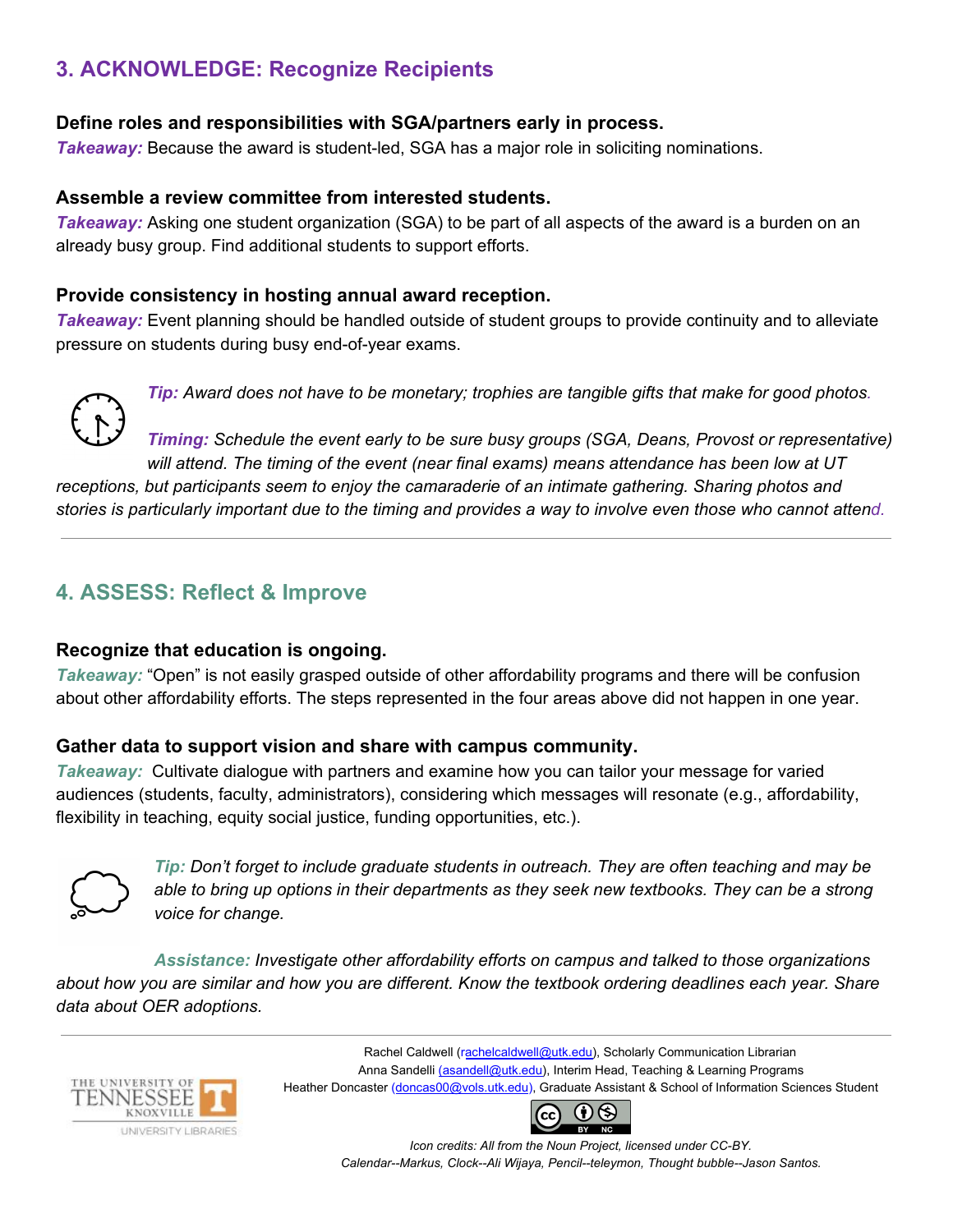## 3. ACKNOWLEDGE: Recognize Recipients

**Define roles and responsibilities with SGA/partners early in process.**

***Takeaway:*** Because the award is student-led, SGA has a major role in soliciting nominations.

**Assemble a review committee from interested students.**

***Takeaway:*** Asking one student organization (SGA) to be part of all aspects of the award is a burden on an already busy group. Find additional students to support efforts.

**Provide consistency in hosting annual award reception.**

***Takeaway:*** Event planning should be handled outside of student groups to provide continuity and to alleviate pressure on students during busy end-of-year exams.

***Tip:*** *Award does not have to be monetary; trophies are tangible gifts that make for good photos.*

***Timing:*** *Schedule the event early to be sure busy groups (SGA, Deans, Provost or representative) will attend. The timing of the event (near final exams) means attendance has been low at UT receptions, but participants seem to enjoy the camaraderie of an intimate gathering. Sharing photos and stories is particularly important due to the timing and provides a way to involve even those who cannot attend.*

---

## 4. ASSESS: Reflect & Improve

**Recognize that education is ongoing.**

***Takeaway:*** "Open" is not easily grasped outside of other affordability programs and there will be confusion about other affordability efforts. The steps represented in the four areas above did not happen in one year.

**Gather data to support vision and share with campus community.**

***Takeaway:*** Cultivate dialogue with partners and examine how you can tailor your message for varied audiences (students, faculty, administrators), considering which messages will resonate (e.g., affordability, flexibility in teaching, equity social justice, funding opportunities, etc.).

***Tip:*** *Don't forget to include graduate students in outreach. They are often teaching and may be able to bring up options in their departments as they seek new textbooks. They can be a strong voice for change.*

***Assistance:*** *Investigate other affordability efforts on campus and talked to those organizations about how you are similar and how you are different. Know the textbook ordering deadlines each year. Share data about OER adoptions.*

---

THE UNIVERSITY OF TENNESSEE KNOXVILLE
UNIVERSITY LIBRARIES

Rachel Caldwell (rachelcaldwell@utk.edu), Scholarly Communication Librarian
Anna Sandelli (asandell@utk.edu), Interim Head, Teaching & Learning Programs
Heather Doncaster (doncas00@vols.utk.edu), Graduate Assistant & School of Information Sciences Student

CC BY NC

*Icon credits: All from the Noun Project, licensed under CC-BY.*
*Calendar--Markus, Clock--Ali Wijaya, Pencil--teleymon, Thought bubble--Jason Santos.*